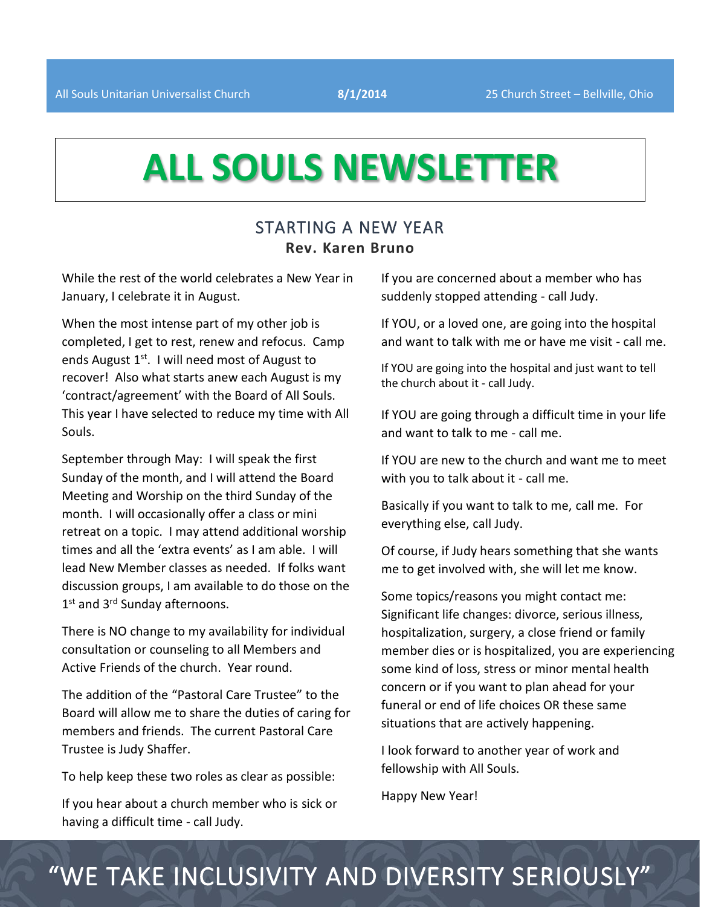All Souls Unitarian Universalist Church **8/1/2014** 25 Church Street – Bellville, Ohio

# ALL SOULS NEWSLETTER

## STARTING A NEW YEAR

**Rev. Karen Bruno**

While the rest of the world celebrates a New Year in January, I celebrate it in August.

When the most intense part of my other job is completed, I get to rest, renew and refocus. Camp ends August 1st. I will need most of August to recover! Also what starts anew each August is my 'contract/agreement' with the Board of All Souls. This year I have selected to reduce my time with All Souls.

September through May: I will speak the first Sunday of the month, and I will attend the Board Meeting and Worship on the third Sunday of the month. I will occasionally offer a class or mini retreat on a topic. I may attend additional worship times and all the 'extra events' as I am able. I will lead New Member classes as needed. If folks want discussion groups, I am available to do those on the 1st and 3rd Sunday afternoons.

There is NO change to my availability for individual consultation or counseling to all Members and Active Friends of the church. Year round.

The addition of the "Pastoral Care Trustee" to the Board will allow me to share the duties of caring for members and friends. The current Pastoral Care Trustee is Judy Shaffer.

To help keep these two roles as clear as possible:

If you hear about a church member who is sick or having a difficult time - call Judy.

If you are concerned about a member who has suddenly stopped attending - call Judy.

If YOU, or a loved one, are going into the hospital and want to talk with me or have me visit - call me.

If YOU are going into the hospital and just want to tell the church about it - call Judy.

If YOU are going through a difficult time in your life and want to talk to me - call me.

If YOU are new to the church and want me to meet with you to talk about it - call me.

Basically if you want to talk to me, call me. For everything else, call Judy.

Of course, if Judy hears something that she wants me to get involved with, she will let me know.

Some topics/reasons you might contact me: Significant life changes: divorce, serious illness, hospitalization, surgery, a close friend or family member dies or is hospitalized, you are experiencing some kind of loss, stress or minor mental health concern or if you want to plan ahead for your funeral or end of life choices OR these same situations that are actively happening.

I look forward to another year of work and fellowship with All Souls.

Happy New Year!

"WE TAKE INCLUSIVITY AND DIVERSITY SERIOUSLY"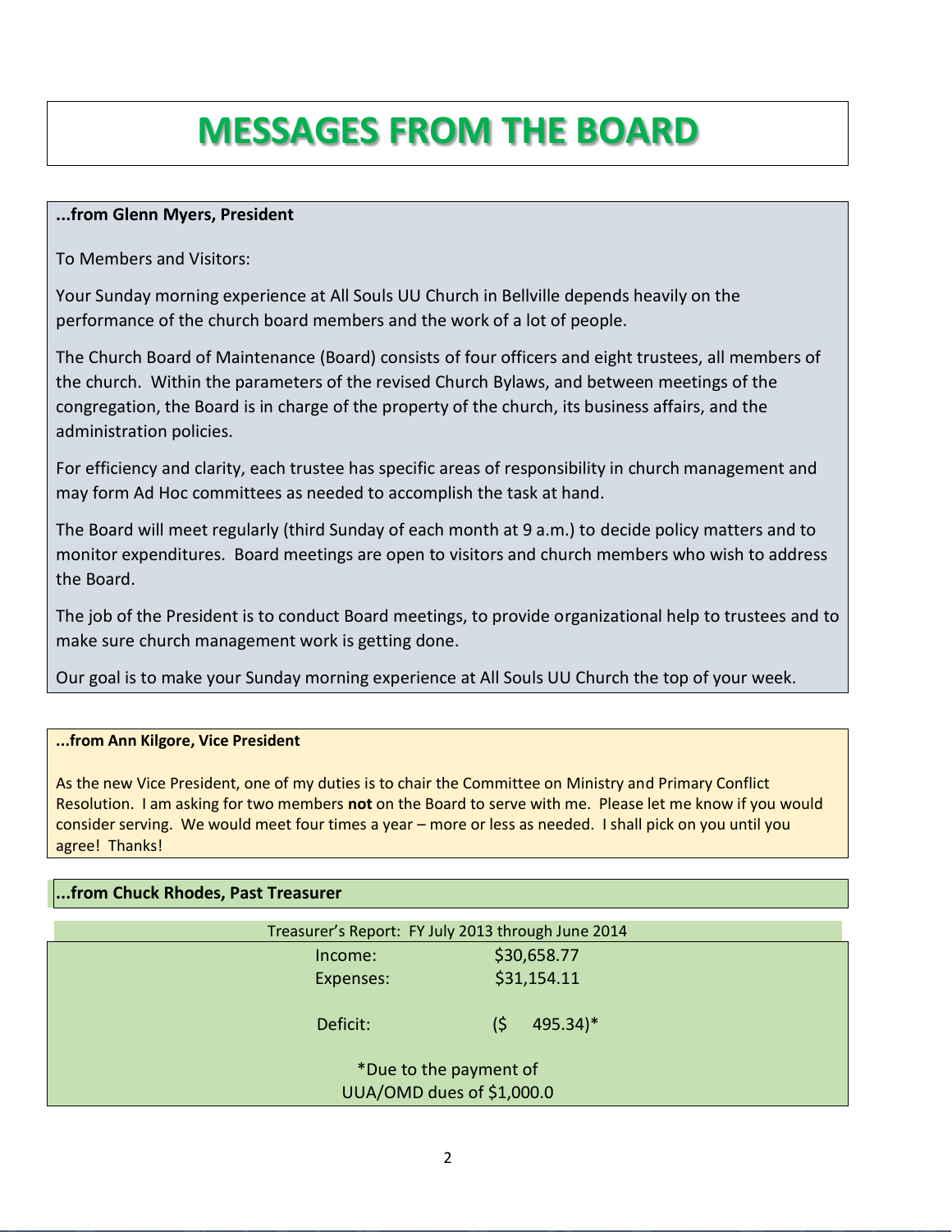# MESSAGES FROM THE BOARD

**...from Glenn Myers, President**

To Members and Visitors:

Your Sunday morning experience at All Souls UU Church in Bellville depends heavily on the performance of the church board members and the work of a lot of people.

The Church Board of Maintenance (Board) consists of four officers and eight trustees, all members of the church. Within the parameters of the revised Church Bylaws, and between meetings of the congregation, the Board is in charge of the property of the church, its business affairs, and the administration policies.

For efficiency and clarity, each trustee has specific areas of responsibility in church management and may form Ad Hoc committees as needed to accomplish the task at hand.

The Board will meet regularly (third Sunday of each month at 9 a.m.) to decide policy matters and to monitor expenditures. Board meetings are open to visitors and church members who wish to address the Board.

The job of the President is to conduct Board meetings, to provide organizational help to trustees and to make sure church management work is getting done.

Our goal is to make your Sunday morning experience at All Souls UU Church the top of your week.

**...from Ann Kilgore, Vice President**

As the new Vice President, one of my duties is to chair the Committee on Ministry and Primary Conflict Resolution. I am asking for two members **not** on the Board to serve with me. Please let me know if you would consider serving. We would meet four times a year – more or less as needed. I shall pick on you until you agree! Thanks!

**...from Chuck Rhodes, Past Treasurer**

| Treasurer's Report: FY July 2013 through June 2014 | |
|---|---|
| Income: | $30,658.77 |
| Expenses: | $31,154.11 |
| Deficit: | ($ 495.34)* |

*Due to the payment of UUA/OMD dues of $1,000.0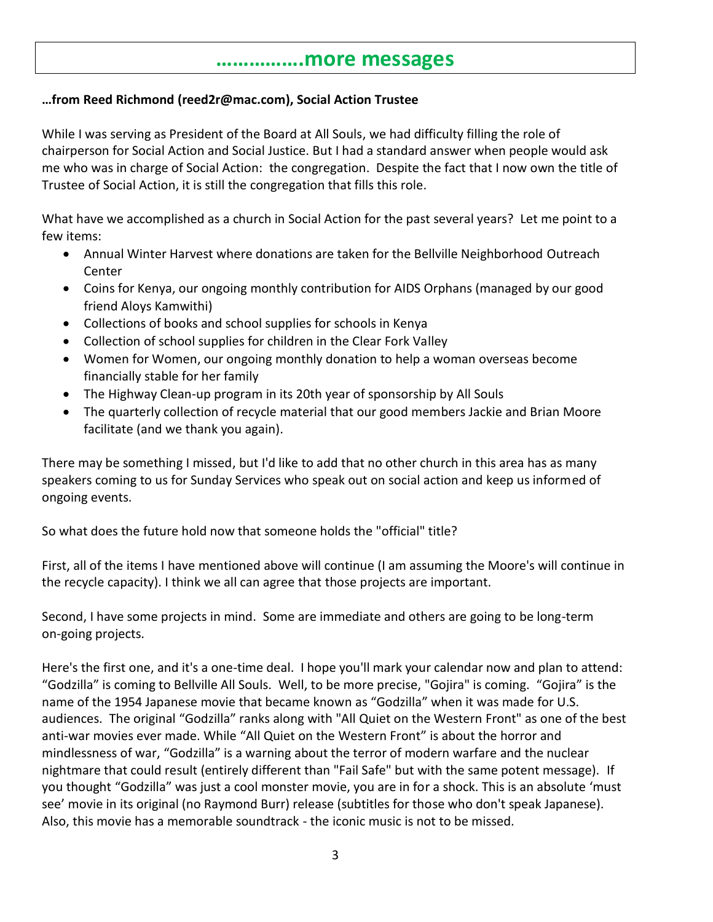## …………….more messages

**…from Reed Richmond (reed2r@mac.com), Social Action Trustee**

While I was serving as President of the Board at All Souls, we had difficulty filling the role of chairperson for Social Action and Social Justice. But I had a standard answer when people would ask me who was in charge of Social Action: the congregation. Despite the fact that I now own the title of Trustee of Social Action, it is still the congregation that fills this role.

What have we accomplished as a church in Social Action for the past several years? Let me point to a few items:

- Annual Winter Harvest where donations are taken for the Bellville Neighborhood Outreach Center
- Coins for Kenya, our ongoing monthly contribution for AIDS Orphans (managed by our good friend Aloys Kamwithi)
- Collections of books and school supplies for schools in Kenya
- Collection of school supplies for children in the Clear Fork Valley
- Women for Women, our ongoing monthly donation to help a woman overseas become financially stable for her family
- The Highway Clean-up program in its 20th year of sponsorship by All Souls
- The quarterly collection of recycle material that our good members Jackie and Brian Moore facilitate (and we thank you again).

There may be something I missed, but I'd like to add that no other church in this area has as many speakers coming to us for Sunday Services who speak out on social action and keep us informed of ongoing events.

So what does the future hold now that someone holds the "official" title?

First, all of the items I have mentioned above will continue (I am assuming the Moore's will continue in the recycle capacity). I think we all can agree that those projects are important.

Second, I have some projects in mind. Some are immediate and others are going to be long-term on-going projects.

Here's the first one, and it's a one-time deal. I hope you'll mark your calendar now and plan to attend: "Godzilla" is coming to Bellville All Souls. Well, to be more precise, "Gojira" is coming. "Gojira" is the name of the 1954 Japanese movie that became known as "Godzilla" when it was made for U.S. audiences. The original "Godzilla" ranks along with "All Quiet on the Western Front" as one of the best anti-war movies ever made. While "All Quiet on the Western Front" is about the horror and mindlessness of war, "Godzilla" is a warning about the terror of modern warfare and the nuclear nightmare that could result (entirely different than "Fail Safe" but with the same potent message). If you thought "Godzilla" was just a cool monster movie, you are in for a shock. This is an absolute 'must see' movie in its original (no Raymond Burr) release (subtitles for those who don't speak Japanese). Also, this movie has a memorable soundtrack - the iconic music is not to be missed.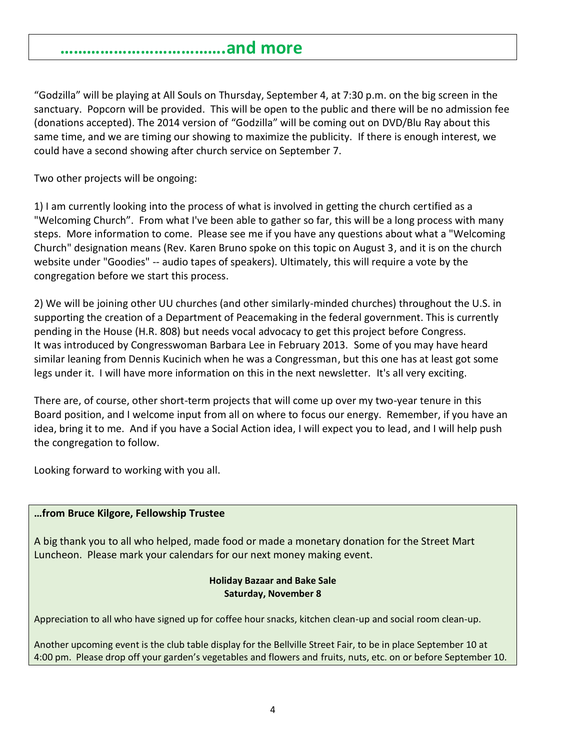## ……………………………….and more

"Godzilla" will be playing at All Souls on Thursday, September 4, at 7:30 p.m. on the big screen in the sanctuary. Popcorn will be provided. This will be open to the public and there will be no admission fee (donations accepted). The 2014 version of "Godzilla" will be coming out on DVD/Blu Ray about this same time, and we are timing our showing to maximize the publicity. If there is enough interest, we could have a second showing after church service on September 7.

Two other projects will be ongoing:

1) I am currently looking into the process of what is involved in getting the church certified as a "Welcoming Church". From what I've been able to gather so far, this will be a long process with many steps. More information to come. Please see me if you have any questions about what a "Welcoming Church" designation means (Rev. Karen Bruno spoke on this topic on August 3, and it is on the church website under "Goodies" -- audio tapes of speakers). Ultimately, this will require a vote by the congregation before we start this process.

2) We will be joining other UU churches (and other similarly-minded churches) throughout the U.S. in supporting the creation of a Department of Peacemaking in the federal government. This is currently pending in the House (H.R. 808) but needs vocal advocacy to get this project before Congress. It was introduced by Congresswoman Barbara Lee in February 2013. Some of you may have heard similar leaning from Dennis Kucinich when he was a Congressman, but this one has at least got some legs under it. I will have more information on this in the next newsletter. It's all very exciting.

There are, of course, other short-term projects that will come up over my two-year tenure in this Board position, and I welcome input from all on where to focus our energy. Remember, if you have an idea, bring it to me. And if you have a Social Action idea, I will expect you to lead, and I will help push the congregation to follow.

Looking forward to working with you all.

**…from Bruce Kilgore, Fellowship Trustee**

A big thank you to all who helped, made food or made a monetary donation for the Street Mart Luncheon. Please mark your calendars for our next money making event.

**Holiday Bazaar and Bake Sale**
**Saturday, November 8**

Appreciation to all who have signed up for coffee hour snacks, kitchen clean-up and social room clean-up.

Another upcoming event is the club table display for the Bellville Street Fair, to be in place September 10 at 4:00 pm. Please drop off your garden's vegetables and flowers and fruits, nuts, etc. on or before September 10.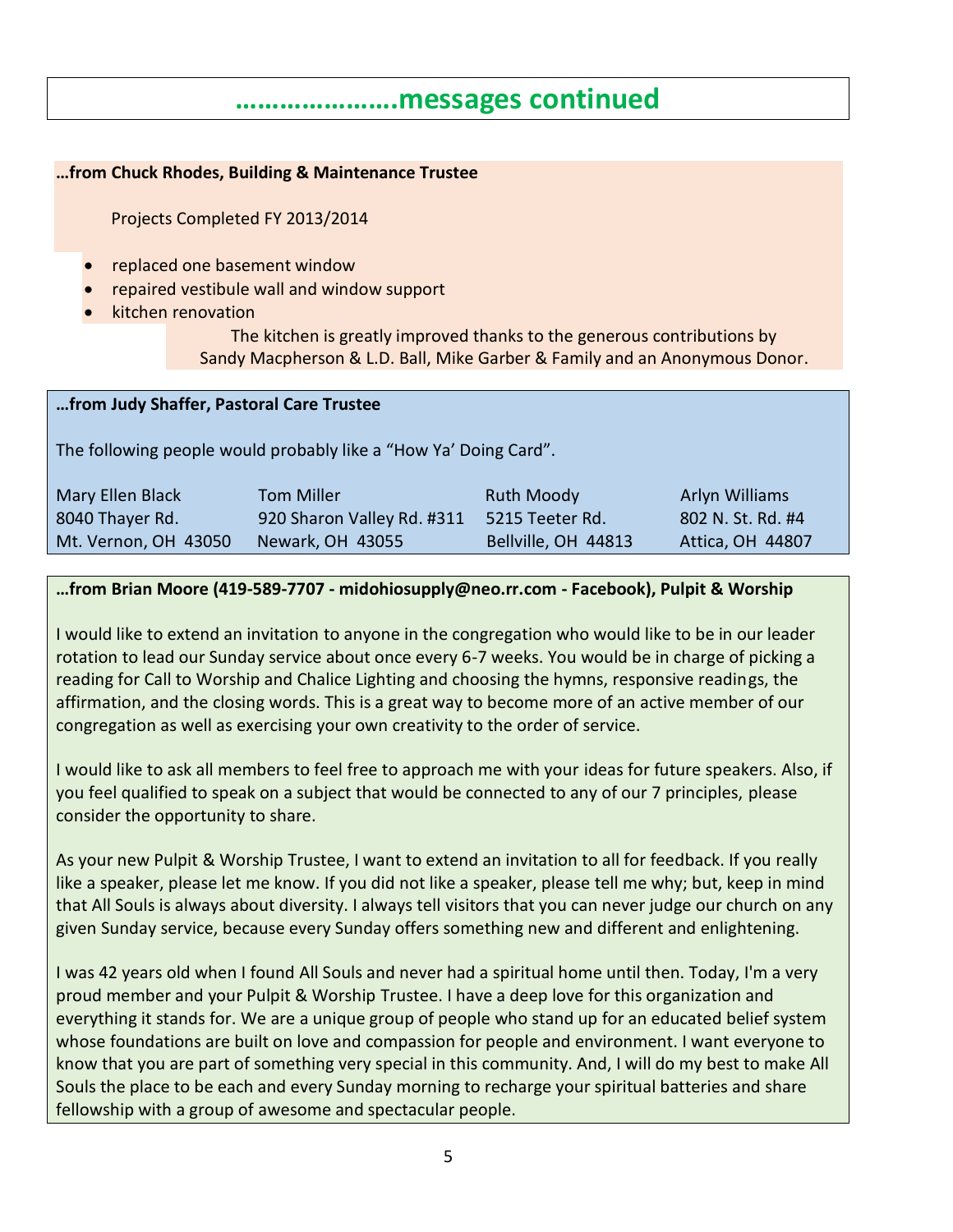# …………………messages continued

**…from Chuck Rhodes, Building & Maintenance Trustee**

Projects Completed FY 2013/2014

- replaced one basement window
- repaired vestibule wall and window support
- kitchen renovation

The kitchen is greatly improved thanks to the generous contributions by Sandy Macpherson & L.D. Ball, Mike Garber & Family and an Anonymous Donor.

**…from Judy Shaffer, Pastoral Care Trustee**

The following people would probably like a "How Ya' Doing Card".

| Mary Ellen Black | Tom Miller | Ruth Moody | Arlyn Williams |
|---|---|---|---|
| 8040 Thayer Rd. | 920 Sharon Valley Rd. #311 | 5215 Teeter Rd. | 802 N. St. Rd. #4 |
| Mt. Vernon, OH 43050 | Newark, OH 43055 | Bellville, OH 44813 | Attica, OH 44807 |

**…from Brian Moore (419-589-7707 - midohiosupply@neo.rr.com - Facebook), Pulpit & Worship**

I would like to extend an invitation to anyone in the congregation who would like to be in our leader rotation to lead our Sunday service about once every 6-7 weeks. You would be in charge of picking a reading for Call to Worship and Chalice Lighting and choosing the hymns, responsive readings, the affirmation, and the closing words. This is a great way to become more of an active member of our congregation as well as exercising your own creativity to the order of service.

I would like to ask all members to feel free to approach me with your ideas for future speakers. Also, if you feel qualified to speak on a subject that would be connected to any of our 7 principles, please consider the opportunity to share.

As your new Pulpit & Worship Trustee, I want to extend an invitation to all for feedback. If you really like a speaker, please let me know. If you did not like a speaker, please tell me why; but, keep in mind that All Souls is always about diversity. I always tell visitors that you can never judge our church on any given Sunday service, because every Sunday offers something new and different and enlightening.

I was 42 years old when I found All Souls and never had a spiritual home until then. Today, I'm a very proud member and your Pulpit & Worship Trustee. I have a deep love for this organization and everything it stands for. We are a unique group of people who stand up for an educated belief system whose foundations are built on love and compassion for people and environment. I want everyone to know that you are part of something very special in this community. And, I will do my best to make All Souls the place to be each and every Sunday morning to recharge your spiritual batteries and share fellowship with a group of awesome and spectacular people.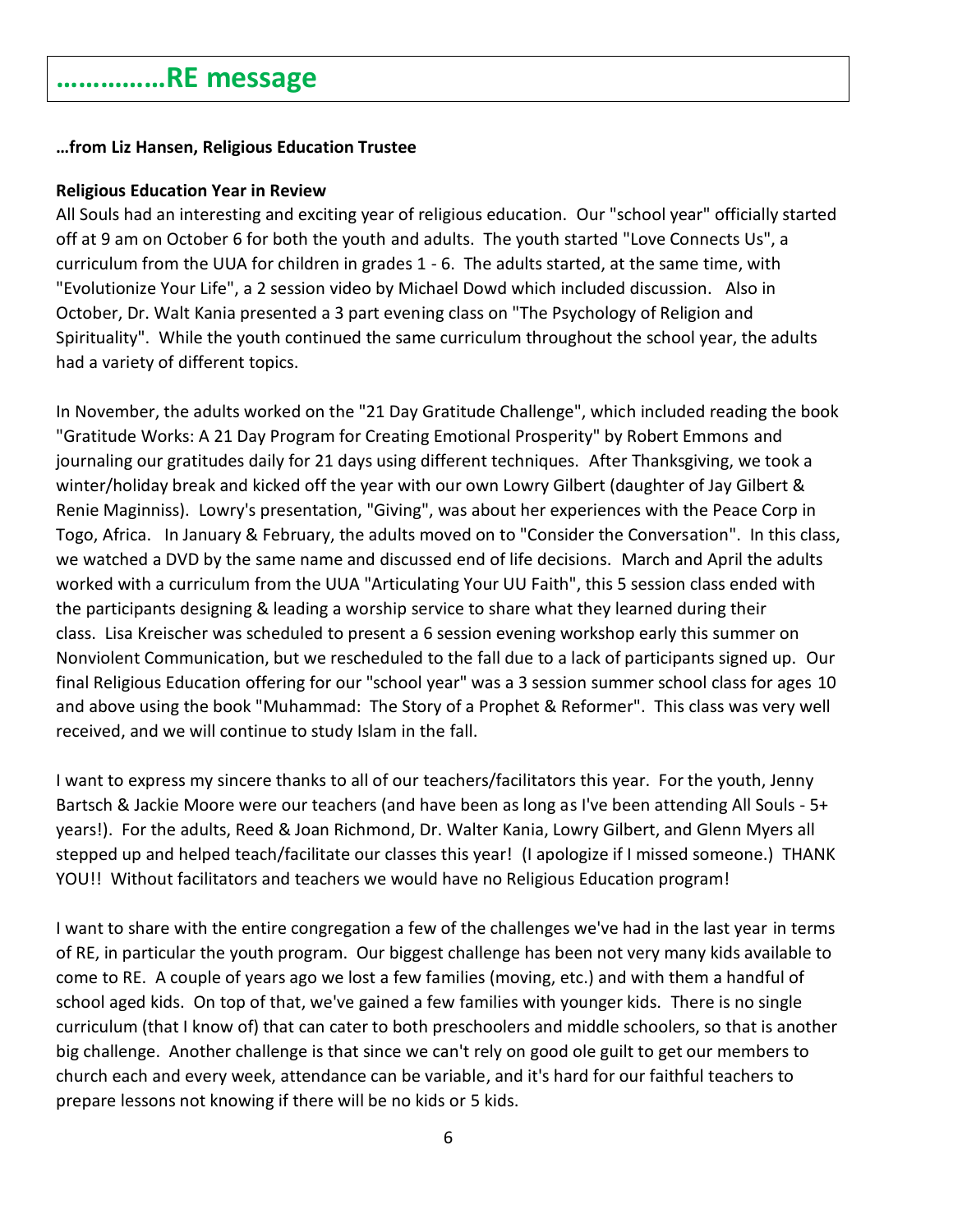## ……………RE message

**…from Liz Hansen, Religious Education Trustee**

**Religious Education Year in Review**

All Souls had an interesting and exciting year of religious education. Our "school year" officially started off at 9 am on October 6 for both the youth and adults. The youth started "Love Connects Us", a curriculum from the UUA for children in grades 1 - 6. The adults started, at the same time, with "Evolutionize Your Life", a 2 session video by Michael Dowd which included discussion. Also in October, Dr. Walt Kania presented a 3 part evening class on "The Psychology of Religion and Spirituality". While the youth continued the same curriculum throughout the school year, the adults had a variety of different topics.

In November, the adults worked on the "21 Day Gratitude Challenge", which included reading the book "Gratitude Works: A 21 Day Program for Creating Emotional Prosperity" by Robert Emmons and journaling our gratitudes daily for 21 days using different techniques. After Thanksgiving, we took a winter/holiday break and kicked off the year with our own Lowry Gilbert (daughter of Jay Gilbert & Renie Maginniss). Lowry's presentation, "Giving", was about her experiences with the Peace Corp in Togo, Africa. In January & February, the adults moved on to "Consider the Conversation". In this class, we watched a DVD by the same name and discussed end of life decisions. March and April the adults worked with a curriculum from the UUA "Articulating Your UU Faith", this 5 session class ended with the participants designing & leading a worship service to share what they learned during their class. Lisa Kreischer was scheduled to present a 6 session evening workshop early this summer on Nonviolent Communication, but we rescheduled to the fall due to a lack of participants signed up. Our final Religious Education offering for our "school year" was a 3 session summer school class for ages 10 and above using the book "Muhammad: The Story of a Prophet & Reformer". This class was very well received, and we will continue to study Islam in the fall.

I want to express my sincere thanks to all of our teachers/facilitators this year. For the youth, Jenny Bartsch & Jackie Moore were our teachers (and have been as long as I've been attending All Souls - 5+ years!). For the adults, Reed & Joan Richmond, Dr. Walter Kania, Lowry Gilbert, and Glenn Myers all stepped up and helped teach/facilitate our classes this year! (I apologize if I missed someone.) THANK YOU!! Without facilitators and teachers we would have no Religious Education program!

I want to share with the entire congregation a few of the challenges we've had in the last year in terms of RE, in particular the youth program. Our biggest challenge has been not very many kids available to come to RE. A couple of years ago we lost a few families (moving, etc.) and with them a handful of school aged kids. On top of that, we've gained a few families with younger kids. There is no single curriculum (that I know of) that can cater to both preschoolers and middle schoolers, so that is another big challenge. Another challenge is that since we can't rely on good ole guilt to get our members to church each and every week, attendance can be variable, and it's hard for our faithful teachers to prepare lessons not knowing if there will be no kids or 5 kids.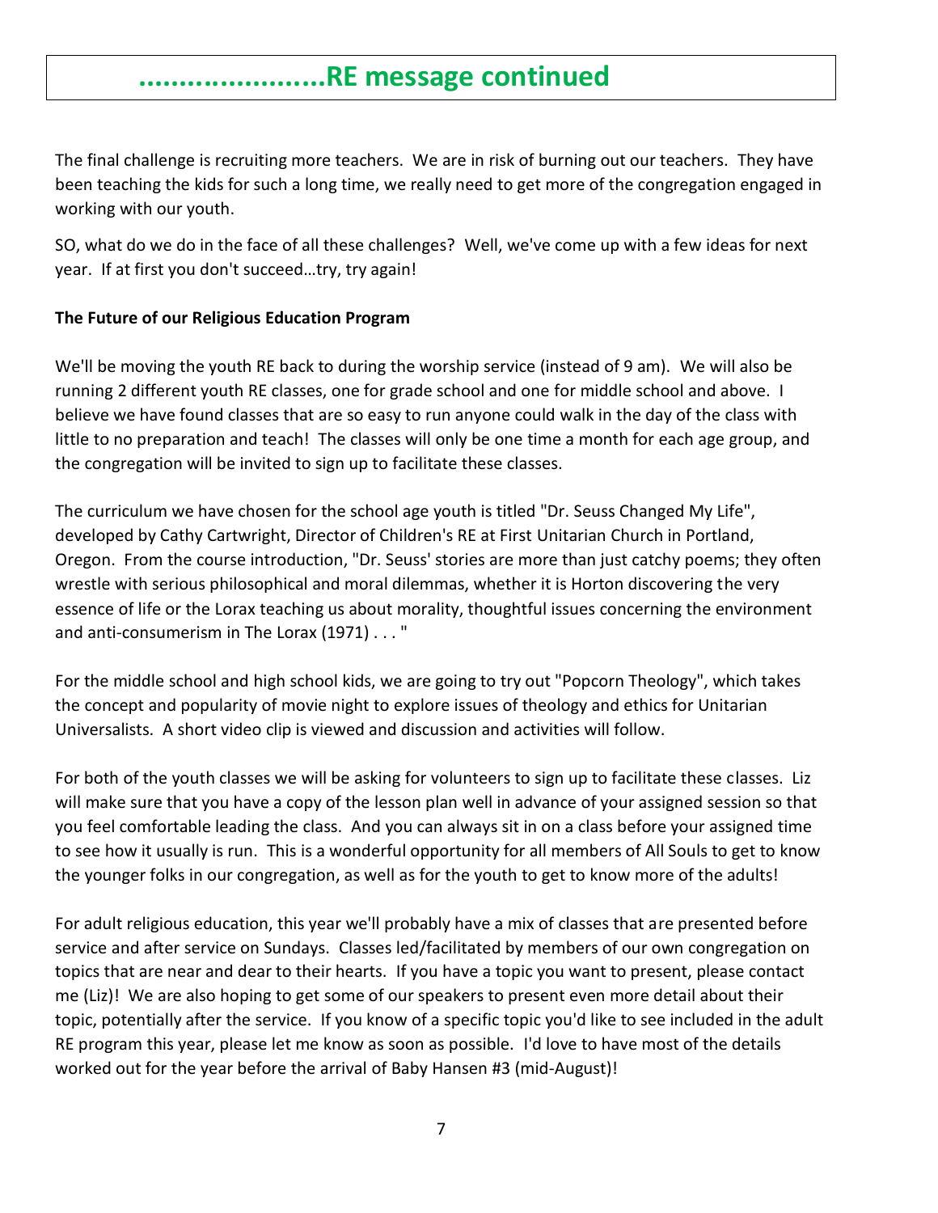# .......................RE message continued

The final challenge is recruiting more teachers. We are in risk of burning out our teachers. They have been teaching the kids for such a long time, we really need to get more of the congregation engaged in working with our youth.

SO, what do we do in the face of all these challenges? Well, we've come up with a few ideas for next year. If at first you don't succeed…try, try again!

**The Future of our Religious Education Program**

We'll be moving the youth RE back to during the worship service (instead of 9 am). We will also be running 2 different youth RE classes, one for grade school and one for middle school and above. I believe we have found classes that are so easy to run anyone could walk in the day of the class with little to no preparation and teach! The classes will only be one time a month for each age group, and the congregation will be invited to sign up to facilitate these classes.

The curriculum we have chosen for the school age youth is titled "Dr. Seuss Changed My Life", developed by Cathy Cartwright, Director of Children's RE at First Unitarian Church in Portland, Oregon. From the course introduction, "Dr. Seuss' stories are more than just catchy poems; they often wrestle with serious philosophical and moral dilemmas, whether it is Horton discovering the very essence of life or the Lorax teaching us about morality, thoughtful issues concerning the environment and anti-consumerism in The Lorax (1971) . . . "

For the middle school and high school kids, we are going to try out "Popcorn Theology", which takes the concept and popularity of movie night to explore issues of theology and ethics for Unitarian Universalists. A short video clip is viewed and discussion and activities will follow.

For both of the youth classes we will be asking for volunteers to sign up to facilitate these classes. Liz will make sure that you have a copy of the lesson plan well in advance of your assigned session so that you feel comfortable leading the class. And you can always sit in on a class before your assigned time to see how it usually is run. This is a wonderful opportunity for all members of All Souls to get to know the younger folks in our congregation, as well as for the youth to get to know more of the adults!

For adult religious education, this year we'll probably have a mix of classes that are presented before service and after service on Sundays. Classes led/facilitated by members of our own congregation on topics that are near and dear to their hearts. If you have a topic you want to present, please contact me (Liz)! We are also hoping to get some of our speakers to present even more detail about their topic, potentially after the service. If you know of a specific topic you'd like to see included in the adult RE program this year, please let me know as soon as possible. I'd love to have most of the details worked out for the year before the arrival of Baby Hansen #3 (mid-August)!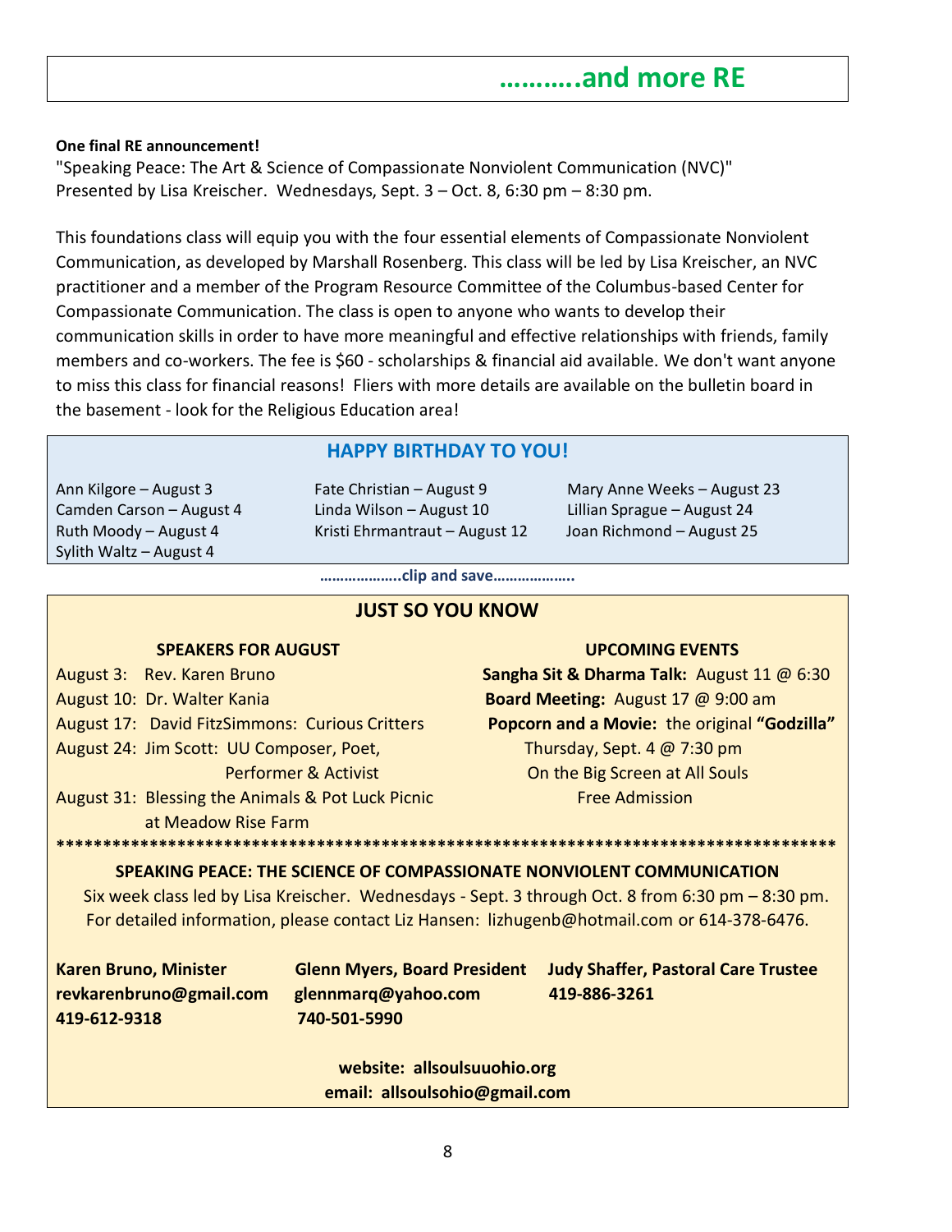# ……….and more RE

**One final RE announcement!**

"Speaking Peace: The Art & Science of Compassionate Nonviolent Communication (NVC)"
Presented by Lisa Kreischer. Wednesdays, Sept. 3 – Oct. 8, 6:30 pm – 8:30 pm.

This foundations class will equip you with the four essential elements of Compassionate Nonviolent Communication, as developed by Marshall Rosenberg. This class will be led by Lisa Kreischer, an NVC practitioner and a member of the Program Resource Committee of the Columbus-based Center for Compassionate Communication. The class is open to anyone who wants to develop their communication skills in order to have more meaningful and effective relationships with friends, family members and co-workers. The fee is $60 - scholarships & financial aid available. We don't want anyone to miss this class for financial reasons! Fliers with more details are available on the bulletin board in the basement - look for the Religious Education area!

## HAPPY BIRTHDAY TO YOU!

Ann Kilgore – August 3
Camden Carson – August 4
Ruth Moody – August 4
Sylith Waltz – August 4
Fate Christian – August 9
Linda Wilson – August 10
Kristi Ehrmantraut – August 12
Mary Anne Weeks – August 23
Lillian Sprague – August 24
Joan Richmond – August 25

**……………….clip and save……………….**

## JUST SO YOU KNOW

**SPEAKERS FOR AUGUST**

August 3: Rev. Karen Bruno
August 10: Dr. Walter Kania
August 17: David FitzSimmons: Curious Critters
August 24: Jim Scott: UU Composer, Poet, Performer & Activist
August 31: Blessing the Animals & Pot Luck Picnic at Meadow Rise Farm

**UPCOMING EVENTS**

**Sangha Sit & Dharma Talk:** August 11 @ 6:30
**Board Meeting:** August 17 @ 9:00 am
**Popcorn and a Movie:** the original **"Godzilla"**
Thursday, Sept. 4 @ 7:30 pm
On the Big Screen at All Souls
Free Admission

*************************************************************************************

**SPEAKING PEACE: THE SCIENCE OF COMPASSIONATE NONVIOLENT COMMUNICATION**

Six week class led by Lisa Kreischer. Wednesdays - Sept. 3 through Oct. 8 from 6:30 pm – 8:30 pm.
For detailed information, please contact Liz Hansen: lizhugenb@hotmail.com or 614-378-6476.

**Karen Bruno, Minister**
**revkarenbruno@gmail.com**
**419-612-9318**

**Glenn Myers, Board President**
**glennmarq@yahoo.com**
**740-501-5990**

**Judy Shaffer, Pastoral Care Trustee**
**419-886-3261**

**website: allsoulsuuohio.org**
**email: allsoulsohio@gmail.com**